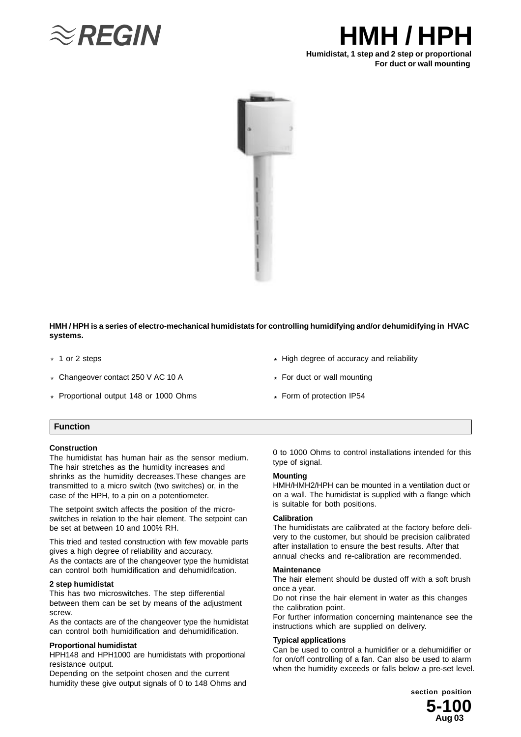REGIN

# HMH / HPH

**Humidistat, 1 step and 2 step or proportional**
**For duct or wall mounting**

**HMH / HPH is a series of electro-mechanical humidistats for controlling humidifying and/or dehumidifying in HVAC systems.**

- 1 or 2 steps
- Changeover contact 250 V AC 10 A
- Proportional output 148 or 1000 Ohms
- High degree of accuracy and reliability
- For duct or wall mounting
- Form of protection IP54

## Function

### Construction

The humidistat has human hair as the sensor medium. The hair stretches as the humidity increases and shrinks as the humidity decreases.These changes are transmitted to a micro switch (two switches) or, in the case of the HPH, to a pin on a potentiometer.

The setpoint switch affects the position of the micro-switches in relation to the hair element. The setpoint can be set at between 10 and 100% RH.

This tried and tested construction with few movable parts gives a high degree of reliability and accuracy.
As the contacts are of the changeover type the humidistat can control both humidification and dehumidifcation.

### 2 step humidistat

This has two microswitches. The step differential between them can be set by means of the adjustment screw.
As the contacts are of the changeover type the humidistat can control both humidification and dehumidification.

### Proportional humidistat

HPH148 and HPH1000 are humidistats with proportional resistance output.
Depending on the setpoint chosen and the current humidity these give output signals of 0 to 148 Ohms and 0 to 1000 Ohms to control installations intended for this type of signal.

### Mounting

HMH/HMH2/HPH can be mounted in a ventilation duct or on a wall. The humidistat is supplied with a flange which is suitable for both positions.

### Calibration

The humidistats are calibrated at the factory before delivery to the customer, but should be precision calibrated after installation to ensure the best results. After that annual checks and re-calibration are recommended.

### Maintenance

The hair element should be dusted off with a soft brush once a year.
Do not rinse the hair element in water as this changes the calibration point.
For further information concerning maintenance see the instructions which are supplied on delivery.

### Typical applications

Can be used to control a humidifier or a dehumidifier or for on/off controlling of a fan. Can also be used to alarm when the humidity exceeds or falls below a pre-set level.

section position
**5-100**
**Aug 03**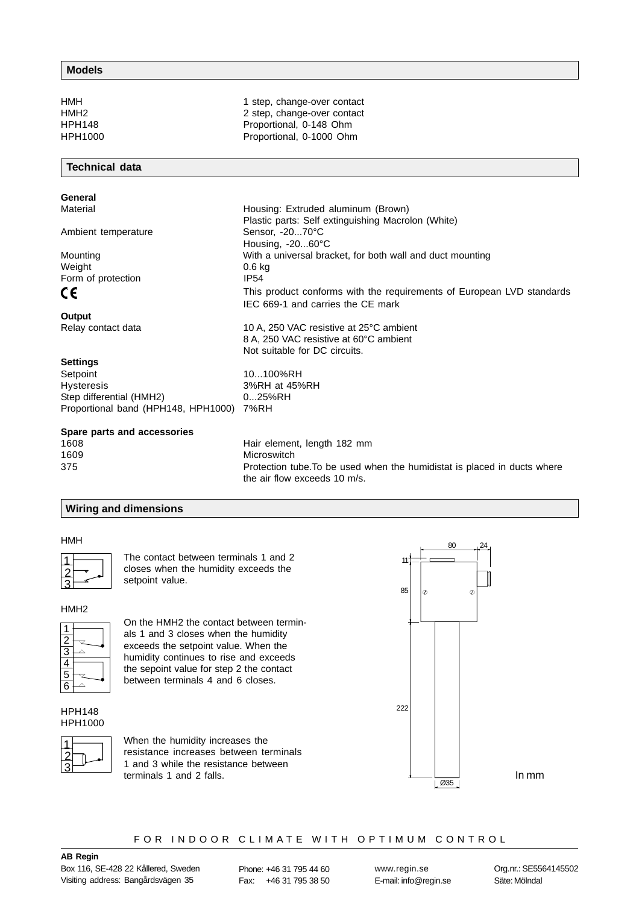## Models

| | |
|---|---|
| HMH | 1 step, change-over contact |
| HMH2 | 2 step, change-over contact |
| HPH148 | Proportional, 0-148 Ohm |
| HPH1000 | Proportional, 0-1000 Ohm |

## Technical data

**General**

| | |
|---|---|
| Material | Housing: Extruded aluminum (Brown)<br>Plastic parts: Self extinguishing Macrolon (White) |
| Ambient temperature | Sensor, -20...70°C<br>Housing, -20...60°C |
| Mounting | With a universal bracket, for both wall and duct mounting |
| Weight | 0.6 kg |
| Form of protection | IP54 |
| CE | This product conforms with the requirements of European LVD standards IEC 669-1 and carries the CE mark |

**Output**

| | |
|---|---|
| Relay contact data | 10 A, 250 VAC resistive at 25°C ambient<br>8 A, 250 VAC resistive at 60°C ambient<br>Not suitable for DC circuits. |

**Settings**

| | |
|---|---|
| Setpoint | 10...100%RH |
| Hysteresis | 3%RH at 45%RH |
| Step differential (HMH2) | 0...25%RH |
| Proportional band (HPH148, HPH1000) | 7%RH |

**Spare parts and accessories**

| | |
|---|---|
| 1608 | Hair element, length 182 mm |
| 1609 | Microswitch |
| 375 | Protection tube.To be used when the humidistat is placed in ducts where the air flow exceeds 10 m/s. |

## Wiring and dimensions

HMH

1
2
3

The contact between terminals 1 and 2 closes when the humidity exceeds the setpoint value.

HMH2

1
2
3
4
5
6

On the HMH2 the contact between terminals 1 and 3 closes when the humidity exceeds the setpoint value. When the humidity continues to rise and exceeds the sepoint value for step 2 the contact between terminals 4 and 6 closes.

HPH148
HPH1000

1
2
3

When the humidity increases the resistance increases between terminals 1 and 3 while the resistance between terminals 1 and 2 falls.

80
24
11
85
222
Ø35
In mm

FOR INDOOR CLIMATE WITH OPTIMUM CONTROL

**AB Regin**
Box 116, SE-428 22 Kållered, Sweden
Visiting address: Bangårdsvägen 35

Phone: +46 31 795 44 60
Fax: +46 31 795 38 50

www.regin.se
E-mail: info@regin.se

Org.nr.: SE5564145502
Säte: Mölndal